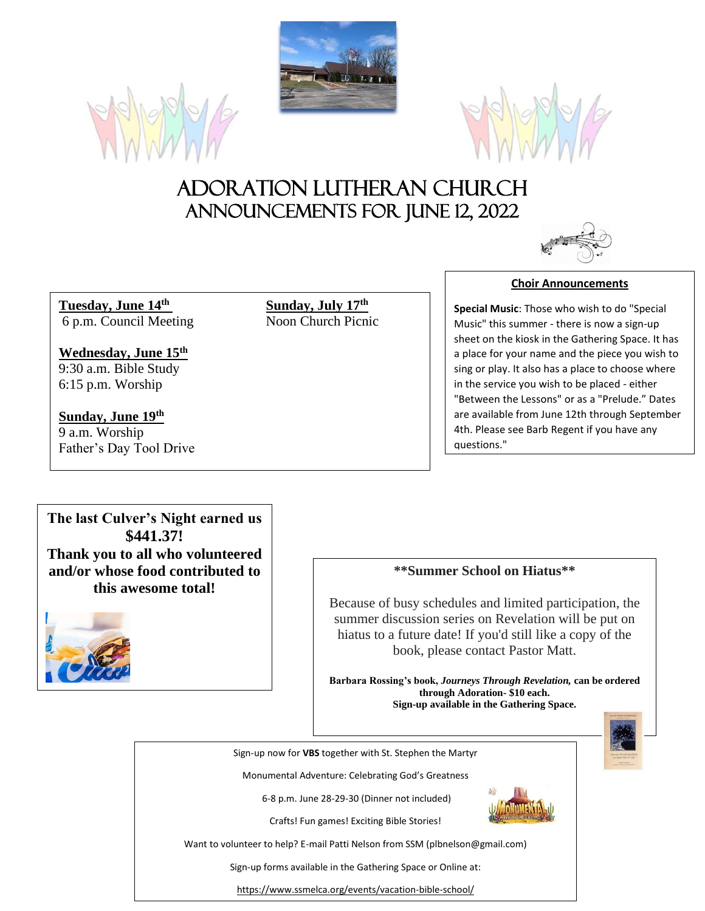# ADORATION LUTHERAN CHURCH
## ANNOUNCEMENTS FOR JUNE 12, 2022

**Tuesday, June 14th**
6 p.m. Council Meeting

**Wednesday, June 15th**
9:30 a.m. Bible Study
6:15 p.m. Worship

**Sunday, June 19th**
9 a.m. Worship
Father's Day Tool Drive

**Sunday, July 17th**
Noon Church Picnic

### Choir Announcements

**Special Music**: Those who wish to do "Special Music" this summer - there is now a sign-up sheet on the kiosk in the Gathering Space. It has a place for your name and the piece you wish to sing or play. It also has a place to choose where in the service you wish to be placed - either "Between the Lessons" or as a "Prelude." Dates are available from June 12th through September 4th. Please see Barb Regent if you have any questions."

**The last Culver's Night earned us $441.37! Thank you to all who volunteered and/or whose food contributed to this awesome total!**

**\*\*Summer School on Hiatus\*\***

Because of busy schedules and limited participation, the summer discussion series on Revelation will be put on hiatus to a future date! If you'd still like a copy of the book, please contact Pastor Matt.

**Barbara Rossing's book, *Journeys Through Revelation,* can be ordered through Adoration- $10 each.**
**Sign-up available in the Gathering Space.**

Sign-up now for **VBS** together with St. Stephen the Martyr

Monumental Adventure: Celebrating God's Greatness

6-8 p.m. June 28-29-30 (Dinner not included)

Crafts! Fun games! Exciting Bible Stories!

Want to volunteer to help? E-mail Patti Nelson from SSM (plbnelson@gmail.com)

Sign-up forms available in the Gathering Space or Online at:

https://www.ssmelca.org/events/vacation-bible-school/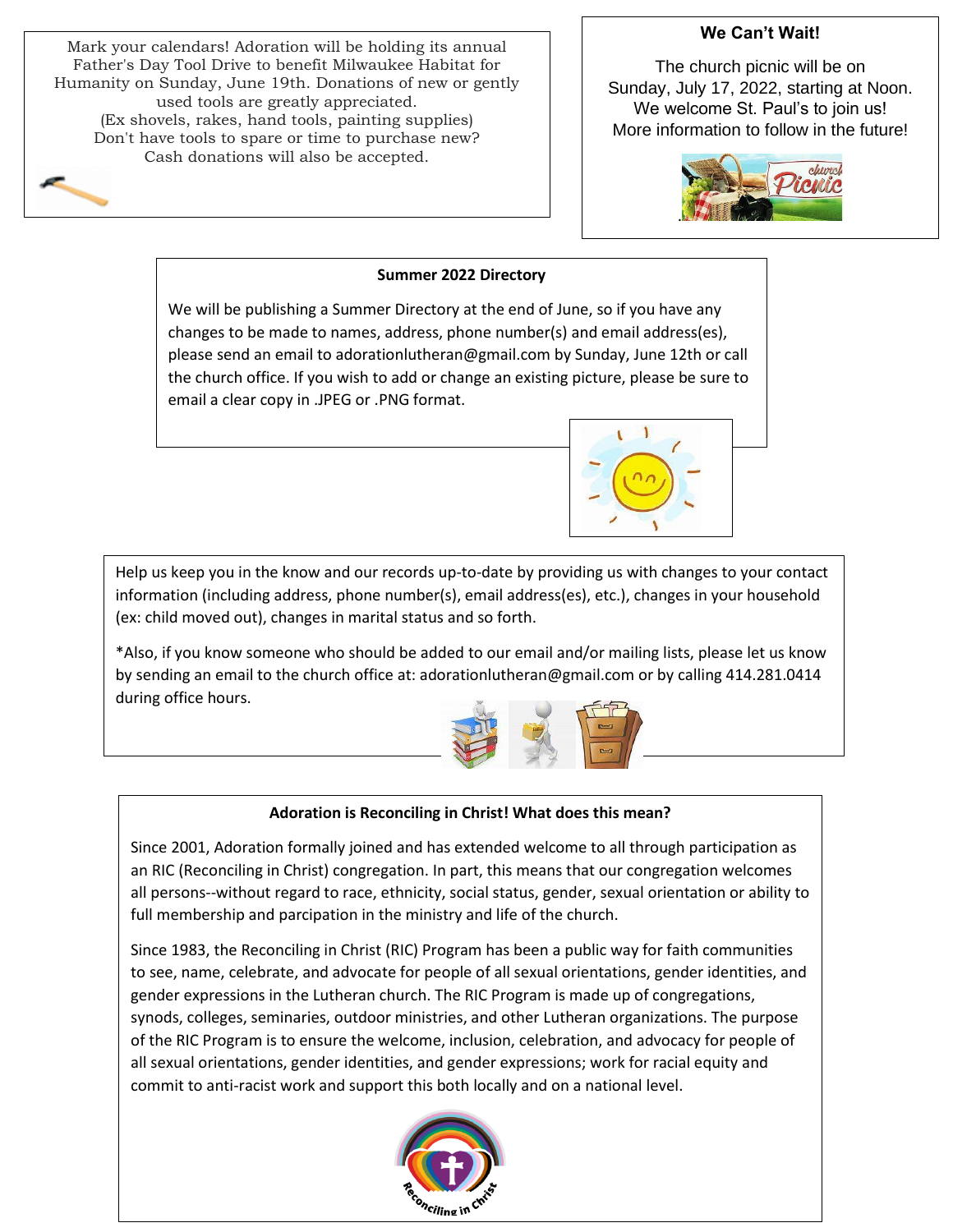Mark your calendars! Adoration will be holding its annual Father's Day Tool Drive to benefit Milwaukee Habitat for Humanity on Sunday, June 19th. Donations of new or gently used tools are greatly appreciated.
(Ex shovels, rakes, hand tools, painting supplies)
Don't have tools to spare or time to purchase new?
Cash donations will also be accepted.

**We Can't Wait!**

The church picnic will be on Sunday, July 17, 2022, starting at Noon. We welcome St. Paul's to join us! More information to follow in the future!

**Summer 2022 Directory**

We will be publishing a Summer Directory at the end of June, so if you have any changes to be made to names, address, phone number(s) and email address(es), please send an email to adorationlutheran@gmail.com by Sunday, June 12th or call the church office. If you wish to add or change an existing picture, please be sure to email a clear copy in .JPEG or .PNG format.

Help us keep you in the know and our records up-to-date by providing us with changes to your contact information (including address, phone number(s), email address(es), etc.), changes in your household (ex: child moved out), changes in marital status and so forth.

*Also, if you know someone who should be added to our email and/or mailing lists, please let us know by sending an email to the church office at: adorationlutheran@gmail.com or by calling 414.281.0414 during office hours.

**Adoration is Reconciling in Christ! What does this mean?**

Since 2001, Adoration formally joined and has extended welcome to all through participation as an RIC (Reconciling in Christ) congregation. In part, this means that our congregation welcomes all persons--without regard to race, ethnicity, social status, gender, sexual orientation or ability to full membership and parcipation in the ministry and life of the church.

Since 1983, the Reconciling in Christ (RIC) Program has been a public way for faith communities to see, name, celebrate, and advocate for people of all sexual orientations, gender identities, and gender expressions in the Lutheran church. The RIC Program is made up of congregations, synods, colleges, seminaries, outdoor ministries, and other Lutheran organizations. The purpose of the RIC Program is to ensure the welcome, inclusion, celebration, and advocacy for people of all sexual orientations, gender identities, and gender expressions; work for racial equity and commit to anti-racist work and support this both locally and on a national level.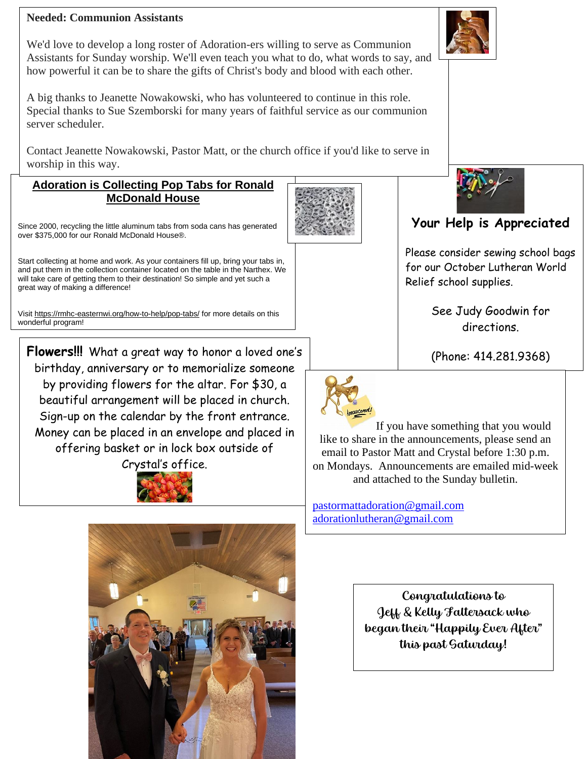## Needed: Communion Assistants

We'd love to develop a long roster of Adoration-ers willing to serve as Communion Assistants for Sunday worship. We'll even teach you what to do, what words to say, and how powerful it can be to share the gifts of Christ's body and blood with each other.

A big thanks to Jeanette Nowakowski, who has volunteered to continue in this role. Special thanks to Sue Szemborski for many years of faithful service as our communion server scheduler.

Contact Jeanette Nowakowski, Pastor Matt, or the church office if you'd like to serve in worship in this way.

## Adoration is Collecting Pop Tabs for Ronald McDonald House

Since 2000, recycling the little aluminum tabs from soda cans has generated over $375,000 for our Ronald McDonald House®.

Start collecting at home and work. As your containers fill up, bring your tabs in, and put them in the collection container located on the table in the Narthex. We will take care of getting them to their destination! So simple and yet such a great way of making a difference!

Visit https://rmhc-easternwi.org/how-to-help/pop-tabs/ for more details on this wonderful program!

## Your Help is Appreciated

Please consider sewing school bags for our October Lutheran World Relief school supplies.

See Judy Goodwin for directions.

(Phone: 414.281.9368)

**Flowers!!!** What a great way to honor a loved one's birthday, anniversary or to memorialize someone by providing flowers for the altar. For $30, a beautiful arrangement will be placed in church. Sign-up on the calendar by the front entrance. Money can be placed in an envelope and placed in offering basket or in lock box outside of Crystal's office.

If you have something that you would like to share in the announcements, please send an email to Pastor Matt and Crystal before 1:30 p.m. on Mondays. Announcements are emailed mid-week and attached to the Sunday bulletin.

pastormattadoration@gmail.com
adorationlutheran@gmail.com

Congratulations to Jeff & Kelly Faltersack who began their "Happily Ever After" this past Saturday!